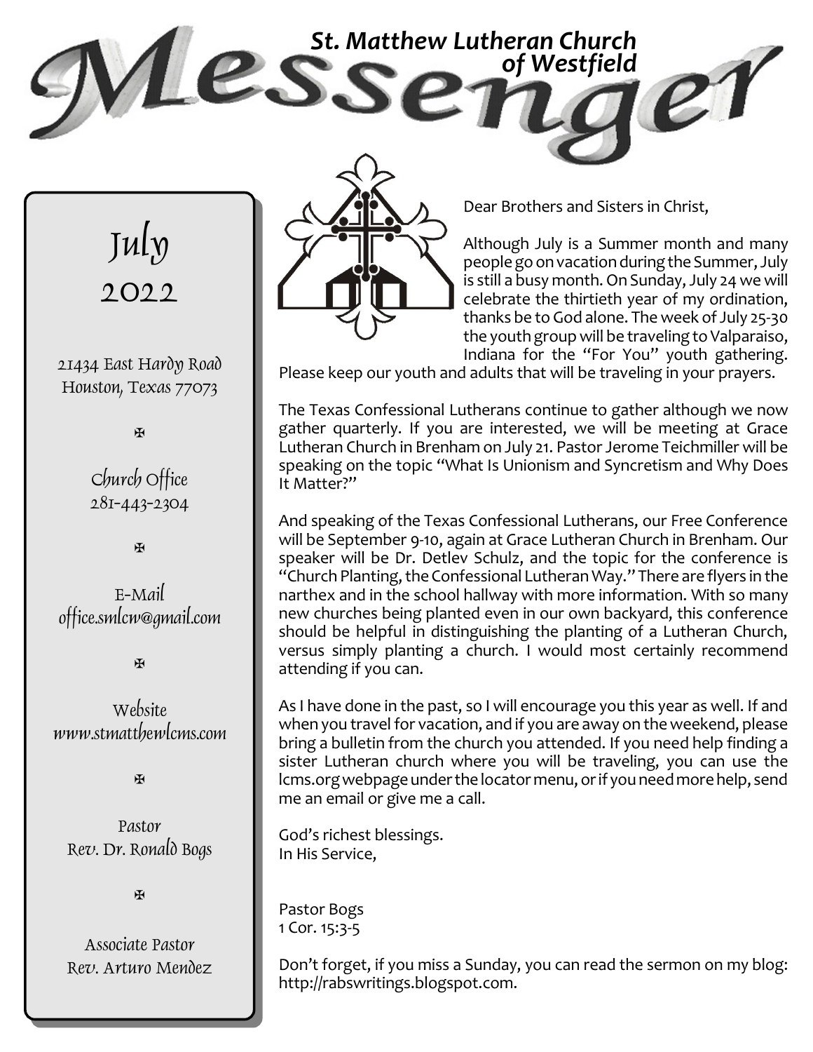# Messenger

## St. Matthew Lutheran Church of Westfield

**July 2022**

21434 East Hardy Road
Houston, Texas 77073

✠

Church Office
281-443-2304

✠

E-Mail
office.smlcw@gmail.com

✠

Website
www.stmatthewlcms.com

✠

Pastor
Rev. Dr. Ronald Bogs

✠

Associate Pastor
Rev. Arturo Mendez

---

Dear Brothers and Sisters in Christ,

Although July is a Summer month and many people go on vacation during the Summer, July is still a busy month. On Sunday, July 24 we will celebrate the thirtieth year of my ordination, thanks be to God alone. The week of July 25-30 the youth group will be traveling to Valparaiso, Indiana for the "For You" youth gathering. Please keep our youth and adults that will be traveling in your prayers.

The Texas Confessional Lutherans continue to gather although we now gather quarterly. If you are interested, we will be meeting at Grace Lutheran Church in Brenham on July 21. Pastor Jerome Teichmiller will be speaking on the topic "What Is Unionism and Syncretism and Why Does It Matter?"

And speaking of the Texas Confessional Lutherans, our Free Conference will be September 9-10, again at Grace Lutheran Church in Brenham. Our speaker will be Dr. Detlev Schulz, and the topic for the conference is "Church Planting, the Confessional Lutheran Way." There are flyers in the narthex and in the school hallway with more information. With so many new churches being planted even in our own backyard, this conference should be helpful in distinguishing the planting of a Lutheran Church, versus simply planting a church. I would most certainly recommend attending if you can.

As I have done in the past, so I will encourage you this year as well. If and when you travel for vacation, and if you are away on the weekend, please bring a bulletin from the church you attended. If you need help finding a sister Lutheran church where you will be traveling, you can use the lcms.org webpage under the locator menu, or if you need more help, send me an email or give me a call.

God's richest blessings.
In His Service,

Pastor Bogs
1 Cor. 15:3-5

Don't forget, if you miss a Sunday, you can read the sermon on my blog: http://rabswritings.blogspot.com.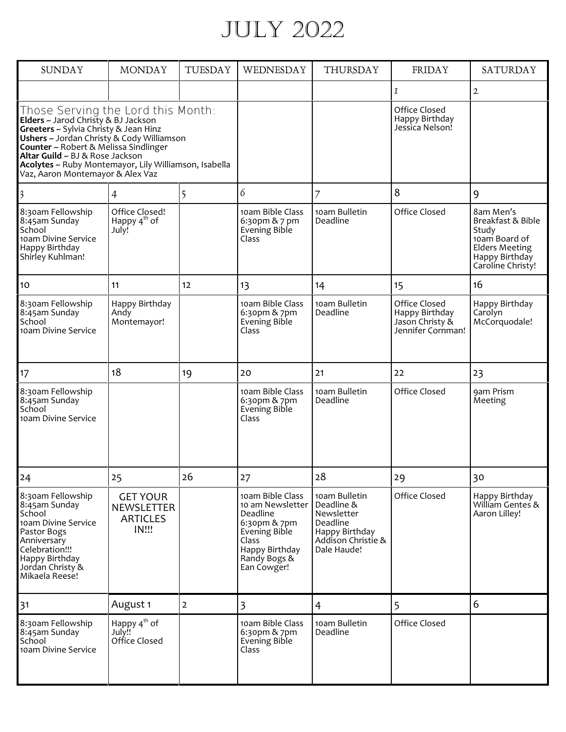# JULY 2022

| SUNDAY | MONDAY | TUESDAY | WEDNESDAY | THURSDAY | FRIDAY | SATURDAY |
|---|---|---|---|---|---|---|
| | | | | | 1 | 2 |
| Those Serving the Lord this Month: **Elders** ~ Jarod Christy & BJ Jackson **Greeters** ~ Sylvia Christy & Jean Hinz **Ushers** ~ Jordan Christy & Cody Williamson **Counter** ~ Robert & Melissa Sindlinger **Altar Guild** ~ BJ & Rose Jackson **Acolytes** ~ Ruby Montemayor, Lily Williamson, Isabella Vaz, Aaron Montemayor & Alex Vaz | | | | | Office Closed Happy Birthday Jessica Nelson! | |
| 3 | 4 | 5 | 6 | 7 | 8 | 9 |
| 8:30am Fellowship 8:45am Sunday School 10am Divine Service Happy Birthday Shirley Kuhlman! | Office Closed! Happy 4th of July! | | 10am Bible Class 6:30pm & 7 pm Evening Bible Class | 10am Bulletin Deadline | Office Closed | 8am Men's Breakfast & Bible Study 10am Board of Elders Meeting Happy Birthday Caroline Christy! |
| 10 | 11 | 12 | 13 | 14 | 15 | 16 |
| 8:30am Fellowship 8:45am Sunday School 10am Divine Service | Happy Birthday Andy Montemayor! | | 10am Bible Class 6:30pm & 7pm Evening Bible Class | 10am Bulletin Deadline | Office Closed Happy Birthday Jason Christy & Jennifer Cornman! | Happy Birthday Carolyn McCorquodale! |
| 17 | 18 | 19 | 20 | 21 | 22 | 23 |
| 8:30am Fellowship 8:45am Sunday School 10am Divine Service | | | 10am Bible Class 6:30pm & 7pm Evening Bible Class | 10am Bulletin Deadline | Office Closed | 9am Prism Meeting |
| 24 | 25 | 26 | 27 | 28 | 29 | 30 |
| 8:30am Fellowship 8:45am Sunday School 10am Divine Service Pastor Bogs Anniversary Celebration!!! Happy Birthday Jordan Christy & Mikaela Reese! | GET YOUR NEWSLETTER ARTICLES IN!!! | | 10am Bible Class 10 am Newsletter Deadline 6:30pm & 7pm Evening Bible Class Happy Birthday Randy Bogs & Ean Cowger! | 10am Bulletin Deadline & Newsletter Deadline Happy Birthday Addison Christie & Dale Haude! | Office Closed | Happy Birthday William Gentes & Aaron Lilley! |
| 31 | August 1 | 2 | 3 | 4 | 5 | 6 |
| 8:30am Fellowship 8:45am Sunday School 10am Divine Service | Happy 4th of July!! Office Closed | | 10am Bible Class 6:30pm & 7pm Evening Bible Class | 10am Bulletin Deadline | Office Closed | |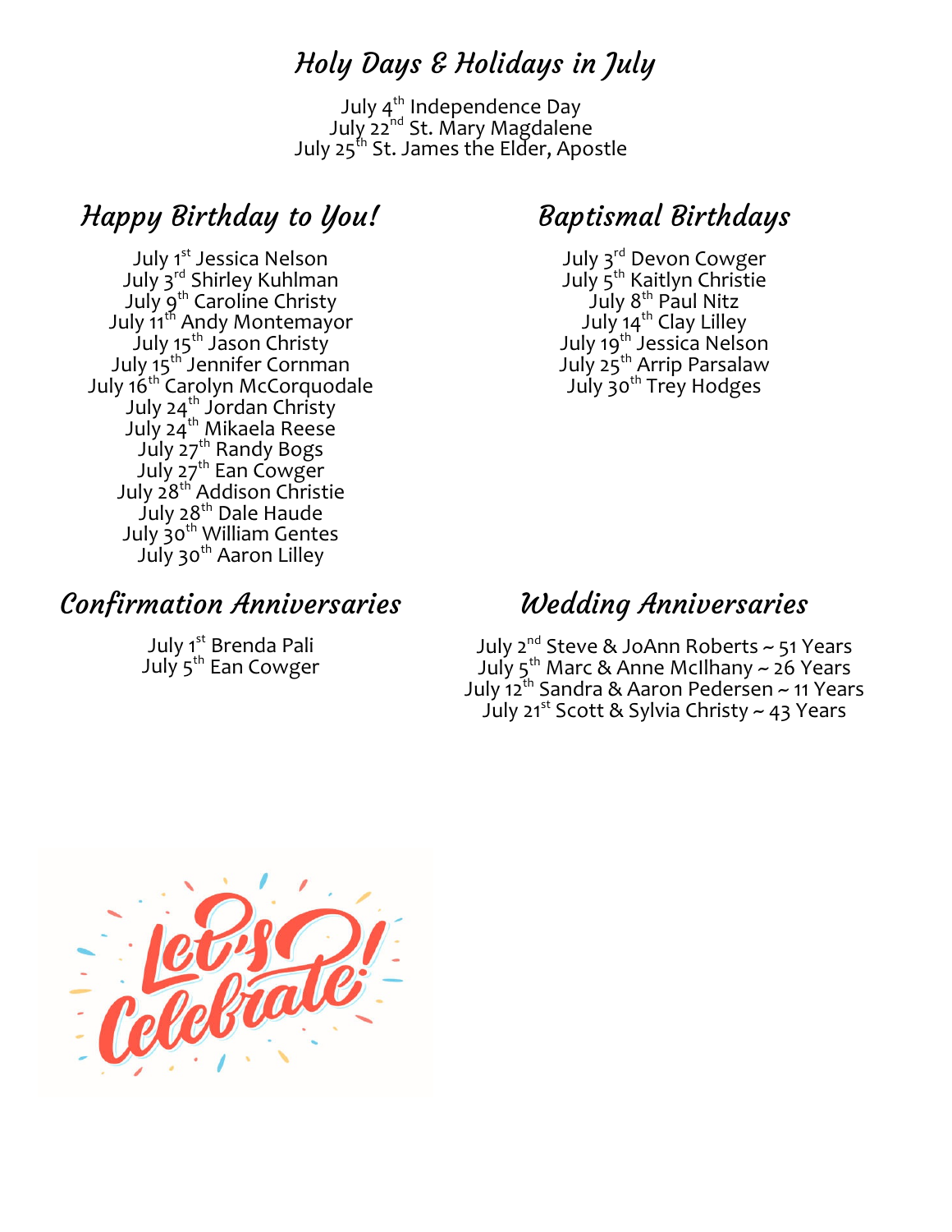## Holy Days & Holidays in July

July 4th Independence Day
July 22nd St. Mary Magdalene
July 25th St. James the Elder, Apostle

## Happy Birthday to You!

July 1st Jessica Nelson
July 3rd Shirley Kuhlman
July 9th Caroline Christy
July 11th Andy Montemayor
July 15th Jason Christy
July 15th Jennifer Cornman
July 16th Carolyn McCorquodale
July 24th Jordan Christy
July 24th Mikaela Reese
July 27th Randy Bogs
July 27th Ean Cowger
July 28th Addison Christie
July 28th Dale Haude
July 30th William Gentes
July 30th Aaron Lilley

## Baptismal Birthdays

July 3rd Devon Cowger
July 5th Kaitlyn Christie
July 8th Paul Nitz
July 14th Clay Lilley
July 19th Jessica Nelson
July 25th Arrip Parsalaw
July 30th Trey Hodges

## Confirmation Anniversaries

July 1st Brenda Pali
July 5th Ean Cowger

## Wedding Anniversaries

July 2nd Steve & JoAnn Roberts ~ 51 Years
July 5th Marc & Anne McIlhany ~ 26 Years
July 12th Sandra & Aaron Pedersen ~ 11 Years
July 21st Scott & Sylvia Christy ~ 43 Years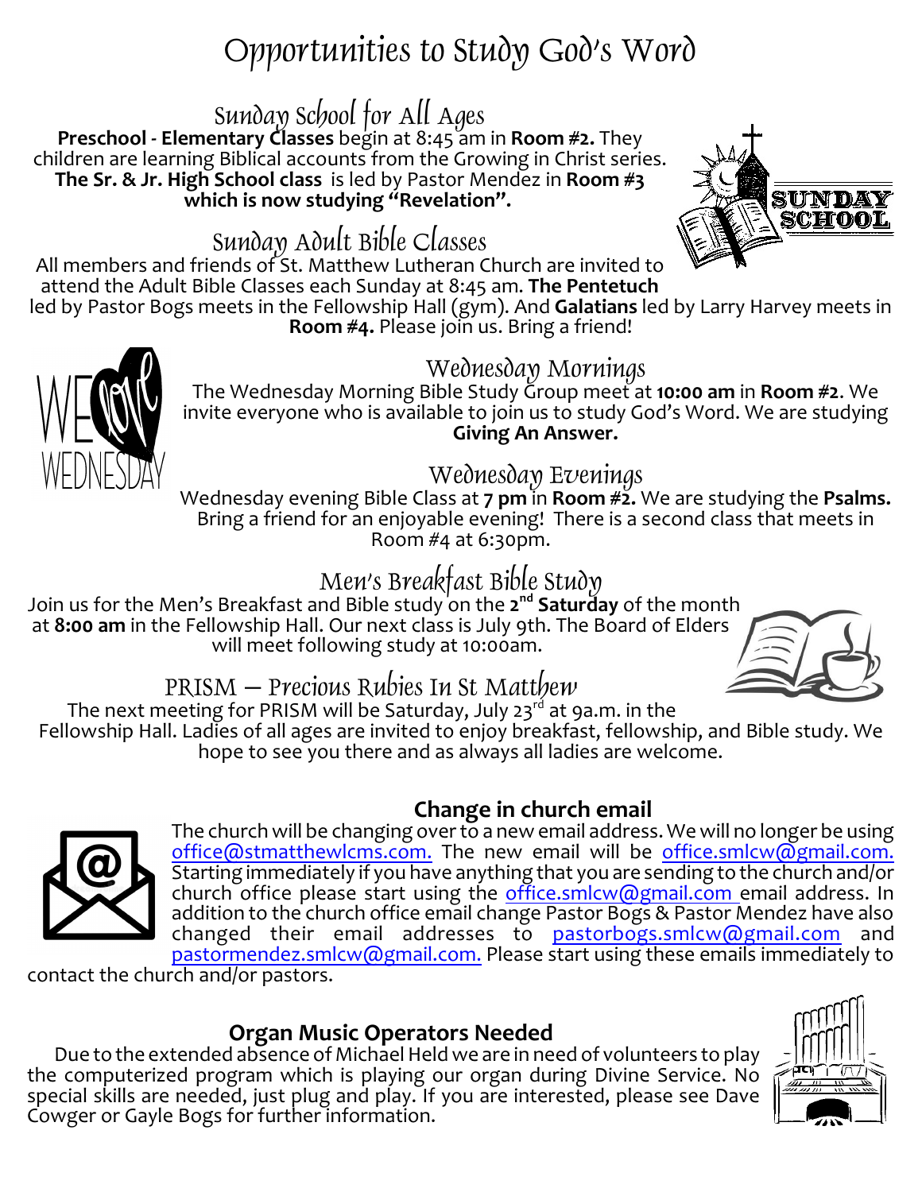# Opportunities to Study God's Word

## Sunday School for All Ages

**Preschool - Elementary Classes** begin at 8:45 am in **Room #2.** They children are learning Biblical accounts from the Growing in Christ series. **The Sr. & Jr. High School class** is led by Pastor Mendez in **Room #3 which is now studying "Revelation".**

## Sunday Adult Bible Classes

All members and friends of St. Matthew Lutheran Church are invited to attend the Adult Bible Classes each Sunday at 8:45 am. **The Pentetuch** led by Pastor Bogs meets in the Fellowship Hall (gym). And **Galatians** led by Larry Harvey meets in **Room #4.** Please join us. Bring a friend!

## Wednesday Mornings

The Wednesday Morning Bible Study Group meet at **10:00 am** in **Room #2**. We invite everyone who is available to join us to study God's Word. We are studying **Giving An Answer.**

## Wednesday Evenings

Wednesday evening Bible Class at **7 pm** in **Room #2.** We are studying the **Psalms.** Bring a friend for an enjoyable evening! There is a second class that meets in Room #4 at 6:30pm.

## Men's Breakfast Bible Study

Join us for the Men's Breakfast and Bible study on the **2nd Saturday** of the month at **8:00 am** in the Fellowship Hall. Our next class is July 9th. The Board of Elders will meet following study at 10:00am.

## PRISM — Precious Rubies In St Matthew

The next meeting for PRISM will be Saturday, July 23rd at 9a.m. in the Fellowship Hall. Ladies of all ages are invited to enjoy breakfast, fellowship, and Bible study. We hope to see you there and as always all ladies are welcome.

## Change in church email

The church will be changing over to a new email address. We will no longer be using office@stmatthewlcms.com. The new email will be office.smlcw@gmail.com. Starting immediately if you have anything that you are sending to the church and/or church office please start using the office.smlcw@gmail.com email address. In addition to the church office email change Pastor Bogs & Pastor Mendez have also changed their email addresses to pastorbogs.smlcw@gmail.com and pastormendez.smlcw@gmail.com. Please start using these emails immediately to contact the church and/or pastors.

## Organ Music Operators Needed

Due to the extended absence of Michael Held we are in need of volunteers to play the computerized program which is playing our organ during Divine Service. No special skills are needed, just plug and play. If you are interested, please see Dave Cowger or Gayle Bogs for further information.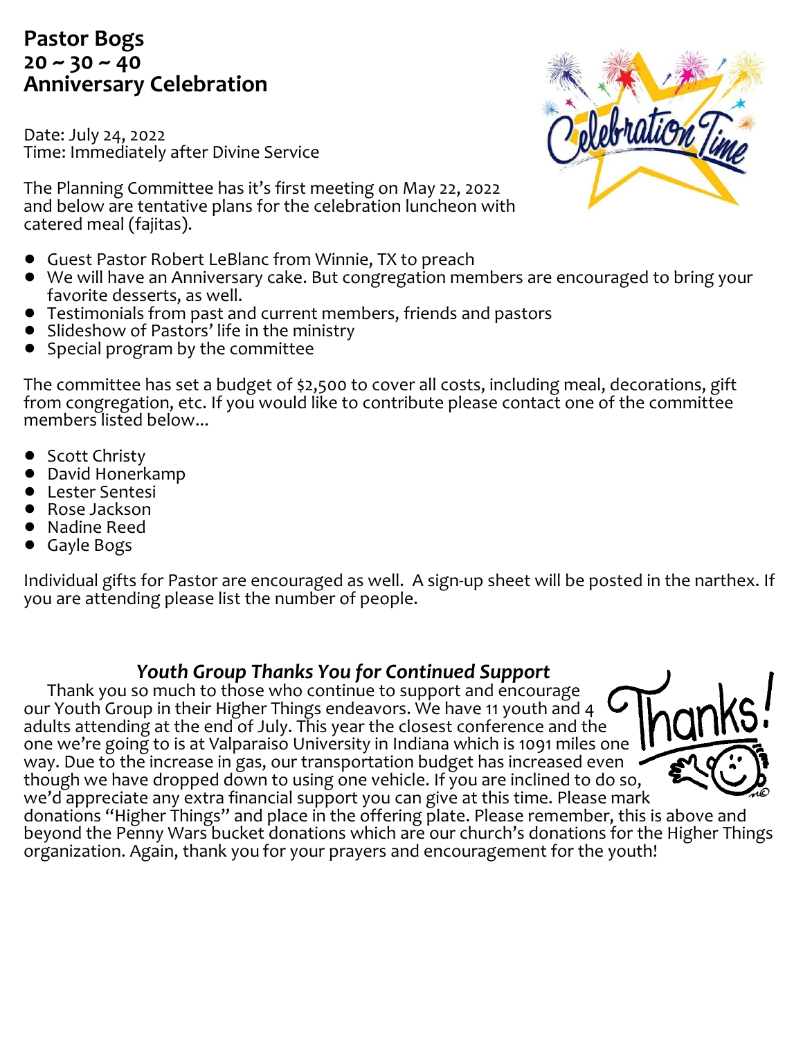# Pastor Bogs
# 20 ~ 30 ~ 40
# Anniversary Celebration

Date: July 24, 2022
Time: Immediately after Divine Service

The Planning Committee has it's first meeting on May 22, 2022 and below are tentative plans for the celebration luncheon with catered meal (fajitas).

- Guest Pastor Robert LeBlanc from Winnie, TX to preach
- We will have an Anniversary cake. But congregation members are encouraged to bring your favorite desserts, as well.
- Testimonials from past and current members, friends and pastors
- Slideshow of Pastors' life in the ministry
- Special program by the committee

The committee has set a budget of $2,500 to cover all costs, including meal, decorations, gift from congregation, etc. If you would like to contribute please contact one of the committee members listed below...

- Scott Christy
- David Honerkamp
- Lester Sentesi
- Rose Jackson
- Nadine Reed
- Gayle Bogs

Individual gifts for Pastor are encouraged as well. A sign-up sheet will be posted in the narthex. If you are attending please list the number of people.

## *Youth Group Thanks You for Continued Support*

Thank you so much to those who continue to support and encourage our Youth Group in their Higher Things endeavors. We have 11 youth and 4 adults attending at the end of July. This year the closest conference and the one we're going to is at Valparaiso University in Indiana which is 1091 miles one way. Due to the increase in gas, our transportation budget has increased even though we have dropped down to using one vehicle. If you are inclined to do so, we'd appreciate any extra financial support you can give at this time. Please mark donations "Higher Things" and place in the offering plate. Please remember, this is above and beyond the Penny Wars bucket donations which are our church's donations for the Higher Things organization. Again, thank you for your prayers and encouragement for the youth!